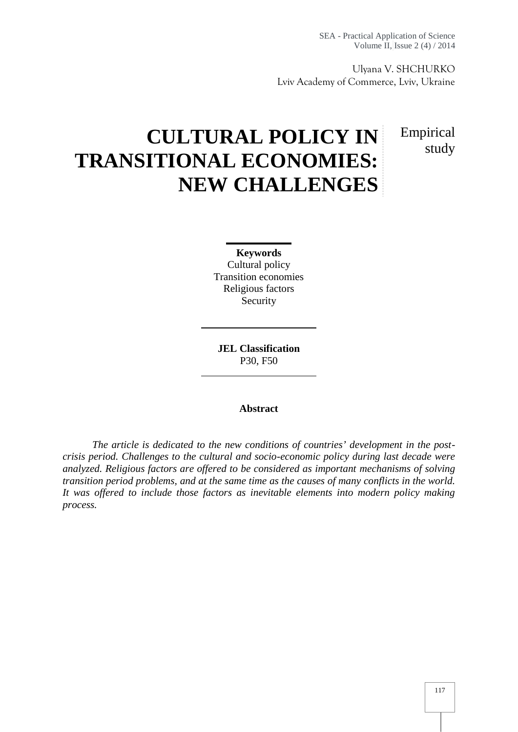Ulyana V. SHCHURKO
Lviv Academy of Commerce, Lviv, Ukraine

# CULTURAL POLICY IN TRANSITIONAL ECONOMIES: NEW CHALLENGES

Empirical study

**Keywords**
Cultural policy
Transition economies
Religious factors
Security

**JEL Classification**
P30, F50

**Abstract**

*The article is dedicated to the new conditions of countries' development in the post-crisis period. Challenges to the cultural and socio-economic policy during last decade were analyzed. Religious factors are offered to be considered as important mechanisms of solving transition period problems, and at the same time as the causes of many conflicts in the world. It was offered to include those factors as inevitable elements into modern policy making process.*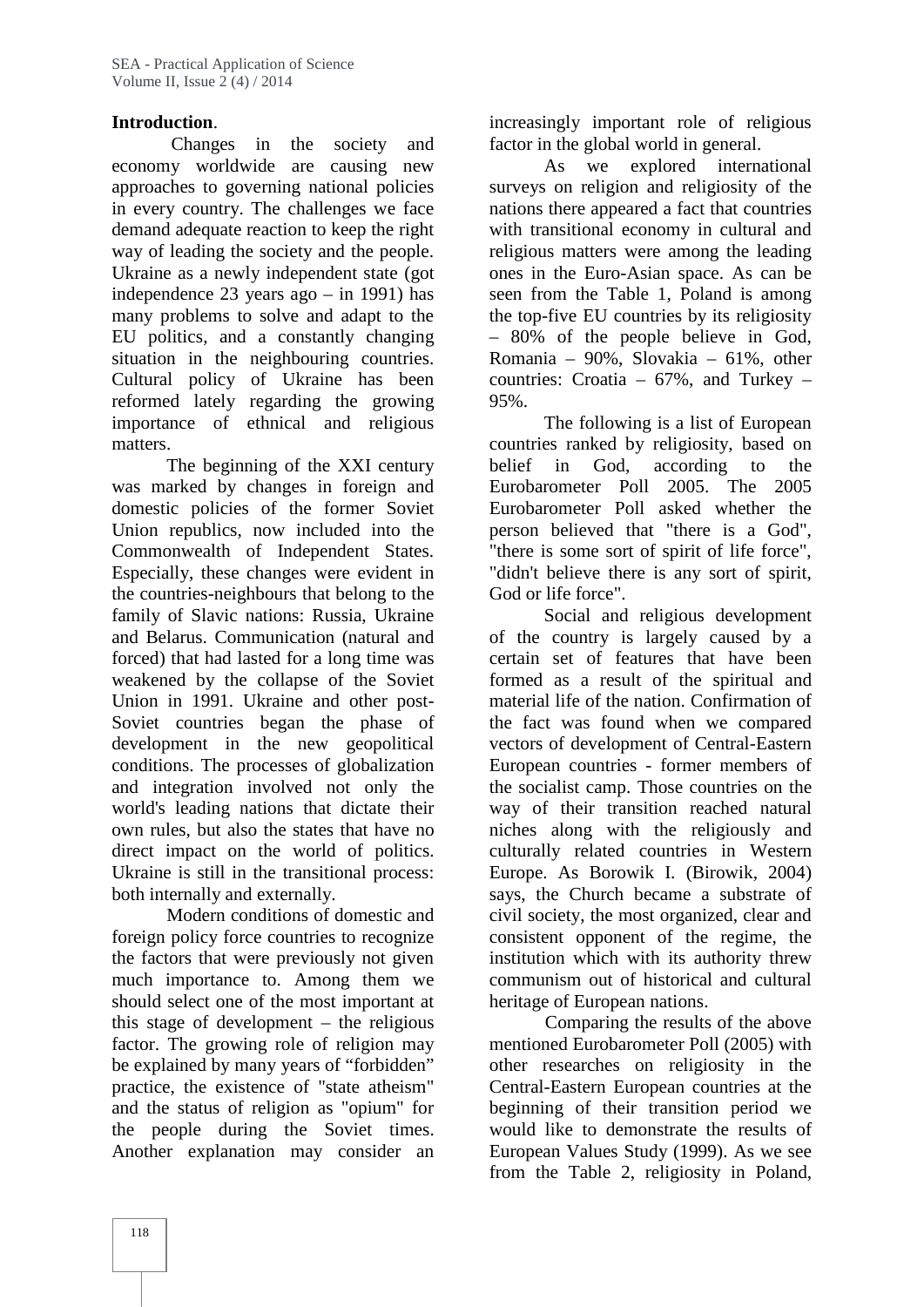**Introduction**.

Changes in the society and economy worldwide are causing new approaches to governing national policies in every country. The challenges we face demand adequate reaction to keep the right way of leading the society and the people. Ukraine as a newly independent state (got independence 23 years ago – in 1991) has many problems to solve and adapt to the EU politics, and a constantly changing situation in the neighbouring countries. Cultural policy of Ukraine has been reformed lately regarding the growing importance of ethnical and religious matters.

The beginning of the XXI century was marked by changes in foreign and domestic policies of the former Soviet Union republics, now included into the Commonwealth of Independent States. Especially, these changes were evident in the countries-neighbours that belong to the family of Slavic nations: Russia, Ukraine and Belarus. Communication (natural and forced) that had lasted for a long time was weakened by the collapse of the Soviet Union in 1991. Ukraine and other post-Soviet countries began the phase of development in the new geopolitical conditions. The processes of globalization and integration involved not only the world's leading nations that dictate their own rules, but also the states that have no direct impact on the world of politics. Ukraine is still in the transitional process: both internally and externally.

Modern conditions of domestic and foreign policy force countries to recognize the factors that were previously not given much importance to. Among them we should select one of the most important at this stage of development – the religious factor. The growing role of religion may be explained by many years of "forbidden" practice, the existence of "state atheism" and the status of religion as "opium" for the people during the Soviet times. Another explanation may consider an increasingly important role of religious factor in the global world in general.

As we explored international surveys on religion and religiosity of the nations there appeared a fact that countries with transitional economy in cultural and religious matters were among the leading ones in the Euro-Asian space. As can be seen from the Table 1, Poland is among the top-five EU countries by its religiosity – 80% of the people believe in God, Romania – 90%, Slovakia – 61%, other countries: Croatia – 67%, and Turkey – 95%.

The following is a list of European countries ranked by religiosity, based on belief in God, according to the Eurobarometer Poll 2005. The 2005 Eurobarometer Poll asked whether the person believed that "there is a God", "there is some sort of spirit of life force", "didn't believe there is any sort of spirit, God or life force".

Social and religious development of the country is largely caused by a certain set of features that have been formed as a result of the spiritual and material life of the nation. Confirmation of the fact was found when we compared vectors of development of Central-Eastern European countries - former members of the socialist camp. Those countries on the way of their transition reached natural niches along with the religiously and culturally related countries in Western Europe. As Borowik I. (Birowik, 2004) says, the Church became a substrate of civil society, the most organized, clear and consistent opponent of the regime, the institution which with its authority threw communism out of historical and cultural heritage of European nations.

Comparing the results of the above mentioned Eurobarometer Poll (2005) with other researches on religiosity in the Central-Eastern European countries at the beginning of their transition period we would like to demonstrate the results of European Values Study (1999). As we see from the Table 2, religiosity in Poland,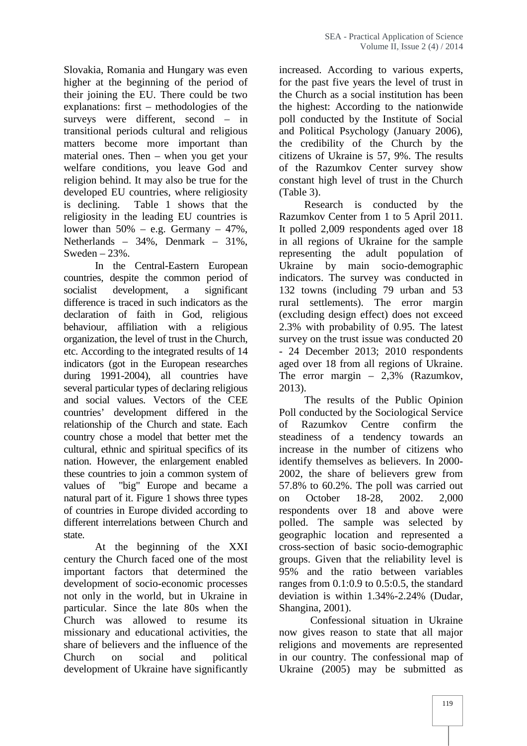Slovakia, Romania and Hungary was even higher at the beginning of the period of their joining the EU. There could be two explanations: first – methodologies of the surveys were different, second – in transitional periods cultural and religious matters become more important than material ones. Then – when you get your welfare conditions, you leave God and religion behind. It may also be true for the developed EU countries, where religiosity is declining. Table 1 shows that the religiosity in the leading EU countries is lower than 50% – e.g. Germany – 47%, Netherlands – 34%, Denmark – 31%, Sweden – 23%.

In the Central-Eastern European countries, despite the common period of socialist development, a significant difference is traced in such indicators as the declaration of faith in God, religious behaviour, affiliation with a religious organization, the level of trust in the Church, etc. According to the integrated results of 14 indicators (got in the European researches during 1991-2004), all countries have several particular types of declaring religious and social values. Vectors of the CEE countries' development differed in the relationship of the Church and state. Each country chose a model that better met the cultural, ethnic and spiritual specifics of its nation. However, the enlargement enabled these countries to join a common system of values of "big" Europe and became a natural part of it. Figure 1 shows three types of countries in Europe divided according to different interrelations between Church and state.

At the beginning of the XXI century the Church faced one of the most important factors that determined the development of socio-economic processes not only in the world, but in Ukraine in particular. Since the late 80s when the Church was allowed to resume its missionary and educational activities, the share of believers and the influence of the Church on social and political development of Ukraine have significantly increased. According to various experts, for the past five years the level of trust in the Church as a social institution has been the highest: According to the nationwide poll conducted by the Institute of Social and Political Psychology (January 2006), the credibility of the Church by the citizens of Ukraine is 57, 9%. The results of the Razumkov Center survey show constant high level of trust in the Church (Table 3).

Research is conducted by the Razumkov Center from 1 to 5 April 2011. It polled 2,009 respondents aged over 18 in all regions of Ukraine for the sample representing the adult population of Ukraine by main socio-demographic indicators. The survey was conducted in 132 towns (including 79 urban and 53 rural settlements). The error margin (excluding design effect) does not exceed 2.3% with probability of 0.95. The latest survey on the trust issue was conducted 20 - 24 December 2013; 2010 respondents aged over 18 from all regions of Ukraine. The error margin – 2,3% (Razumkov, 2013).

The results of the Public Opinion Poll conducted by the Sociological Service of Razumkov Centre confirm the steadiness of a tendency towards an increase in the number of citizens who identify themselves as believers. In 2000-2002, the share of believers grew from 57.8% to 60.2%. The poll was carried out on October 18-28, 2002. 2,000 respondents over 18 and above were polled. The sample was selected by geographic location and represented a cross-section of basic socio-demographic groups. Given that the reliability level is 95% and the ratio between variables ranges from 0.1:0.9 to 0.5:0.5, the standard deviation is within 1.34%-2.24% (Dudar, Shangina, 2001).

Confessional situation in Ukraine now gives reason to state that all major religions and movements are represented in our country. The confessional map of Ukraine (2005) may be submitted as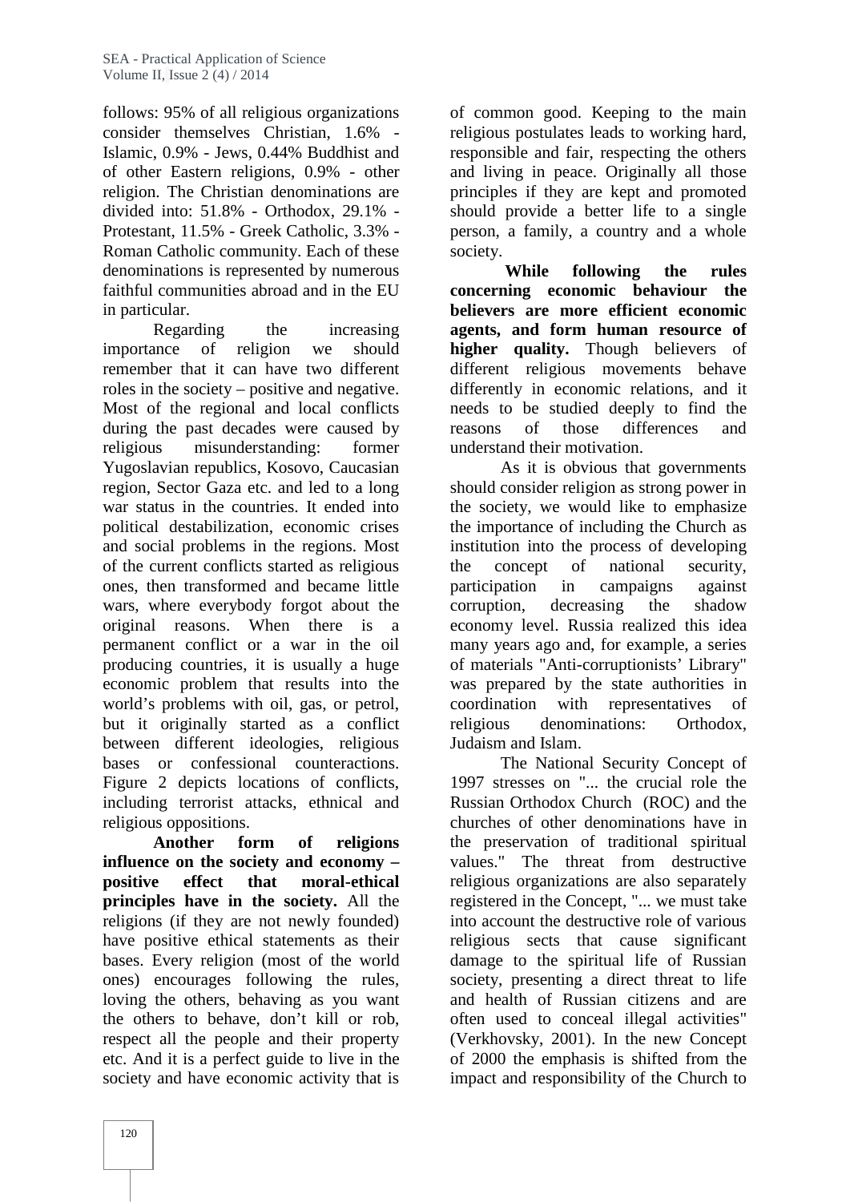follows: 95% of all religious organizations consider themselves Christian, 1.6% - Islamic, 0.9% - Jews, 0.44% Buddhist and of other Eastern religions, 0.9% - other religion. The Christian denominations are divided into: 51.8% - Orthodox, 29.1% - Protestant, 11.5% - Greek Catholic, 3.3% - Roman Catholic community. Each of these denominations is represented by numerous faithful communities abroad and in the EU in particular.

Regarding the increasing importance of religion we should remember that it can have two different roles in the society – positive and negative. Most of the regional and local conflicts during the past decades were caused by religious misunderstanding: former Yugoslavian republics, Kosovo, Caucasian region, Sector Gaza etc. and led to a long war status in the countries. It ended into political destabilization, economic crises and social problems in the regions. Most of the current conflicts started as religious ones, then transformed and became little wars, where everybody forgot about the original reasons. When there is a permanent conflict or a war in the oil producing countries, it is usually a huge economic problem that results into the world's problems with oil, gas, or petrol, but it originally started as a conflict between different ideologies, religious bases or confessional counteractions. Figure 2 depicts locations of conflicts, including terrorist attacks, ethnical and religious oppositions.

**Another form of religions influence on the society and economy – positive effect that moral-ethical principles have in the society.** All the religions (if they are not newly founded) have positive ethical statements as their bases. Every religion (most of the world ones) encourages following the rules, loving the others, behaving as you want the others to behave, don't kill or rob, respect all the people and their property etc. And it is a perfect guide to live in the society and have economic activity that is of common good. Keeping to the main religious postulates leads to working hard, responsible and fair, respecting the others and living in peace. Originally all those principles if they are kept and promoted should provide a better life to a single person, a family, a country and a whole society.

**While following the rules concerning economic behaviour the believers are more efficient economic agents, and form human resource of higher quality.** Though believers of different religious movements behave differently in economic relations, and it needs to be studied deeply to find the reasons of those differences and understand their motivation.

As it is obvious that governments should consider religion as strong power in the society, we would like to emphasize the importance of including the Church as institution into the process of developing the concept of national security, participation in campaigns against corruption, decreasing the shadow economy level. Russia realized this idea many years ago and, for example, a series of materials "Anti-corruptionists' Library" was prepared by the state authorities in coordination with representatives of religious denominations: Orthodox, Judaism and Islam.

The National Security Concept of 1997 stresses on "... the crucial role the Russian Orthodox Church (ROC) and the churches of other denominations have in the preservation of traditional spiritual values." The threat from destructive religious organizations are also separately registered in the Concept, "... we must take into account the destructive role of various religious sects that cause significant damage to the spiritual life of Russian society, presenting a direct threat to life and health of Russian citizens and are often used to conceal illegal activities" (Verkhovsky, 2001). In the new Concept of 2000 the emphasis is shifted from the impact and responsibility of the Church to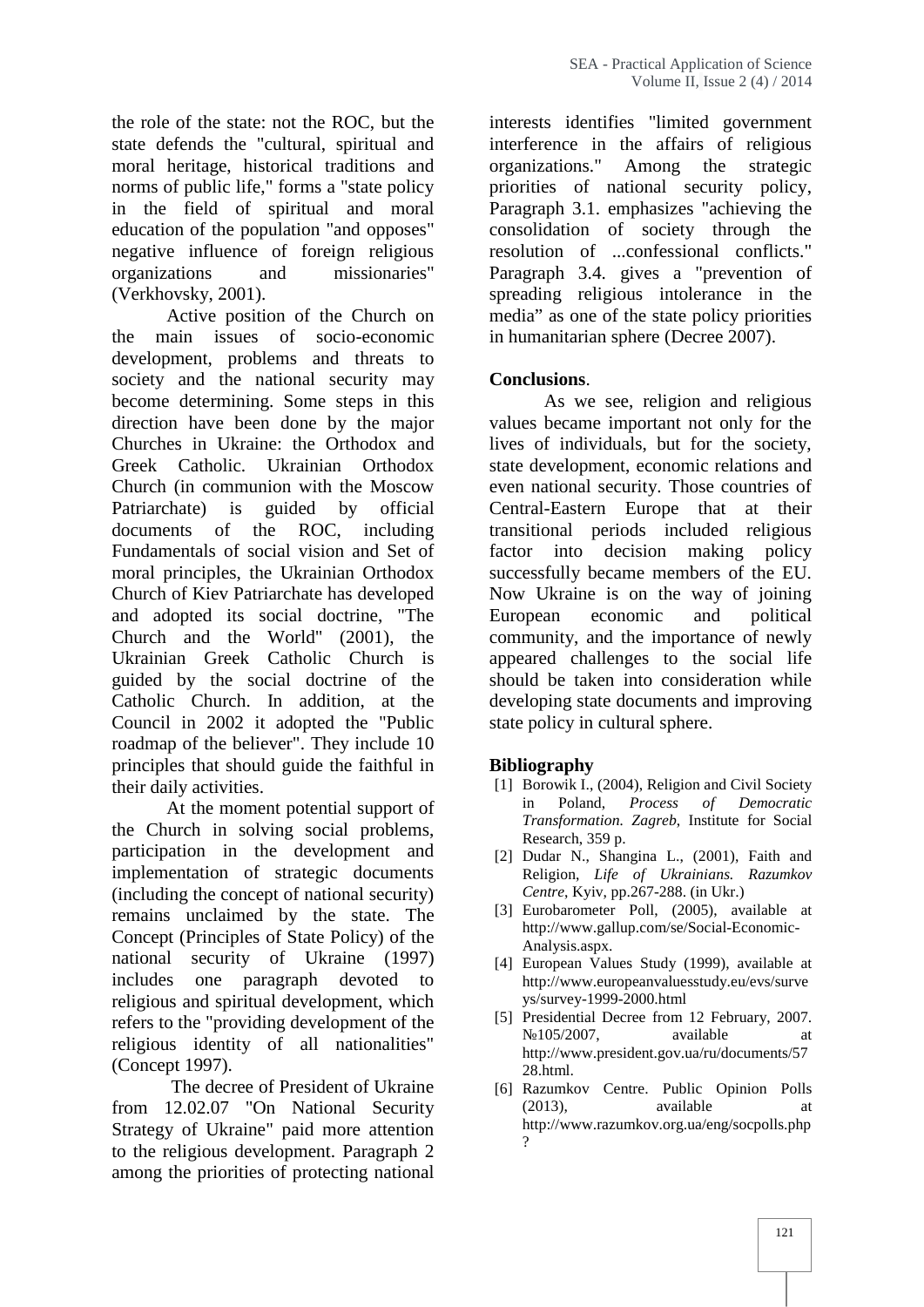the role of the state: not the ROC, but the state defends the "cultural, spiritual and moral heritage, historical traditions and norms of public life," forms a "state policy in the field of spiritual and moral education of the population "and opposes" negative influence of foreign religious organizations and missionaries" (Verkhovsky, 2001).

Active position of the Church on the main issues of socio-economic development, problems and threats to society and the national security may become determining. Some steps in this direction have been done by the major Churches in Ukraine: the Orthodox and Greek Catholic. Ukrainian Orthodox Church (in communion with the Moscow Patriarchate) is guided by official documents of the ROC, including Fundamentals of social vision and Set of moral principles, the Ukrainian Orthodox Church of Kiev Patriarchate has developed and adopted its social doctrine, "The Church and the World" (2001), the Ukrainian Greek Catholic Church is guided by the social doctrine of the Catholic Church. In addition, at the Council in 2002 it adopted the "Public roadmap of the believer". They include 10 principles that should guide the faithful in their daily activities.

At the moment potential support of the Church in solving social problems, participation in the development and implementation of strategic documents (including the concept of national security) remains unclaimed by the state. The Concept (Principles of State Policy) of the national security of Ukraine (1997) includes one paragraph devoted to religious and spiritual development, which refers to the "providing development of the religious identity of all nationalities" (Concept 1997).

The decree of President of Ukraine from 12.02.07 "On National Security Strategy of Ukraine" paid more attention to the religious development. Paragraph 2 among the priorities of protecting national interests identifies "limited government interference in the affairs of religious organizations." Among the strategic priorities of national security policy, Paragraph 3.1. emphasizes "achieving the consolidation of society through the resolution of ...confessional conflicts." Paragraph 3.4. gives a "prevention of spreading religious intolerance in the media" as one of the state policy priorities in humanitarian sphere (Decree 2007).

## Conclusions.

As we see, religion and religious values became important not only for the lives of individuals, but for the society, state development, economic relations and even national security. Those countries of Central-Eastern Europe that at their transitional periods included religious factor into decision making policy successfully became members of the EU. Now Ukraine is on the way of joining European economic and political community, and the importance of newly appeared challenges to the social life should be taken into consideration while developing state documents and improving state policy in cultural sphere.

## Bibliography

[1] Borowik I., (2004), Religion and Civil Society in Poland, *Process of Democratic Transformation. Zagreb*, Institute for Social Research, 359 p.

[2] Dudar N., Shangina L., (2001), Faith and Religion, *Life of Ukrainians. Razumkov Centre*, Kyiv, pp.267-288. (in Ukr.)

[3] Eurobarometer Poll, (2005), available at http://www.gallup.com/se/Social-Economic-Analysis.aspx.

[4] European Values Study (1999), available at http://www.europeanvaluesstudy.eu/evs/surveys/survey-1999-2000.html

[5] Presidential Decree from 12 February, 2007. №105/2007, available at http://www.president.gov.ua/ru/documents/5728.html.

[6] Razumkov Centre. Public Opinion Polls (2013), available at http://www.razumkov.org.ua/eng/socpolls.php?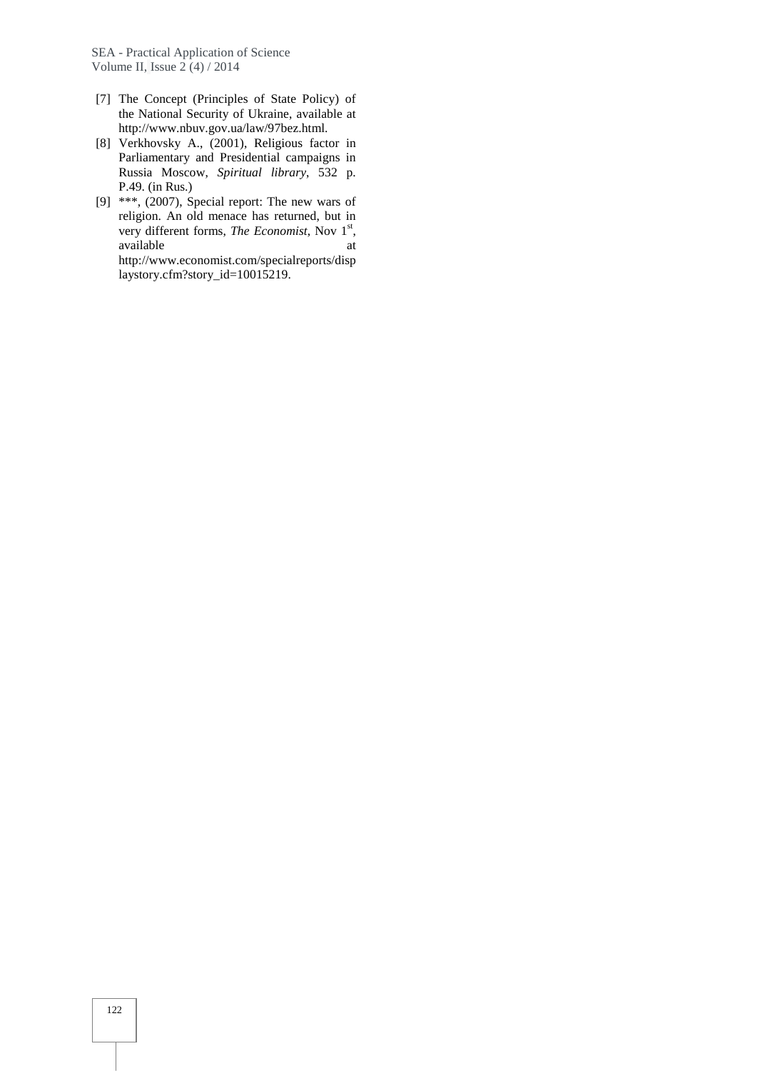[7] The Concept (Principles of State Policy) of the National Security of Ukraine, available at http://www.nbuv.gov.ua/law/97bez.html.

[8] Verkhovsky A., (2001), Religious factor in Parliamentary and Presidential campaigns in Russia Moscow, *Spiritual library*, 532 p. P.49. (in Rus.)

[9] ***, (2007), Special report: The new wars of religion. An old menace has returned, but in very different forms, *The Economist*, Nov 1st, available at http://www.economist.com/specialreports/displaystory.cfm?story_id=10015219.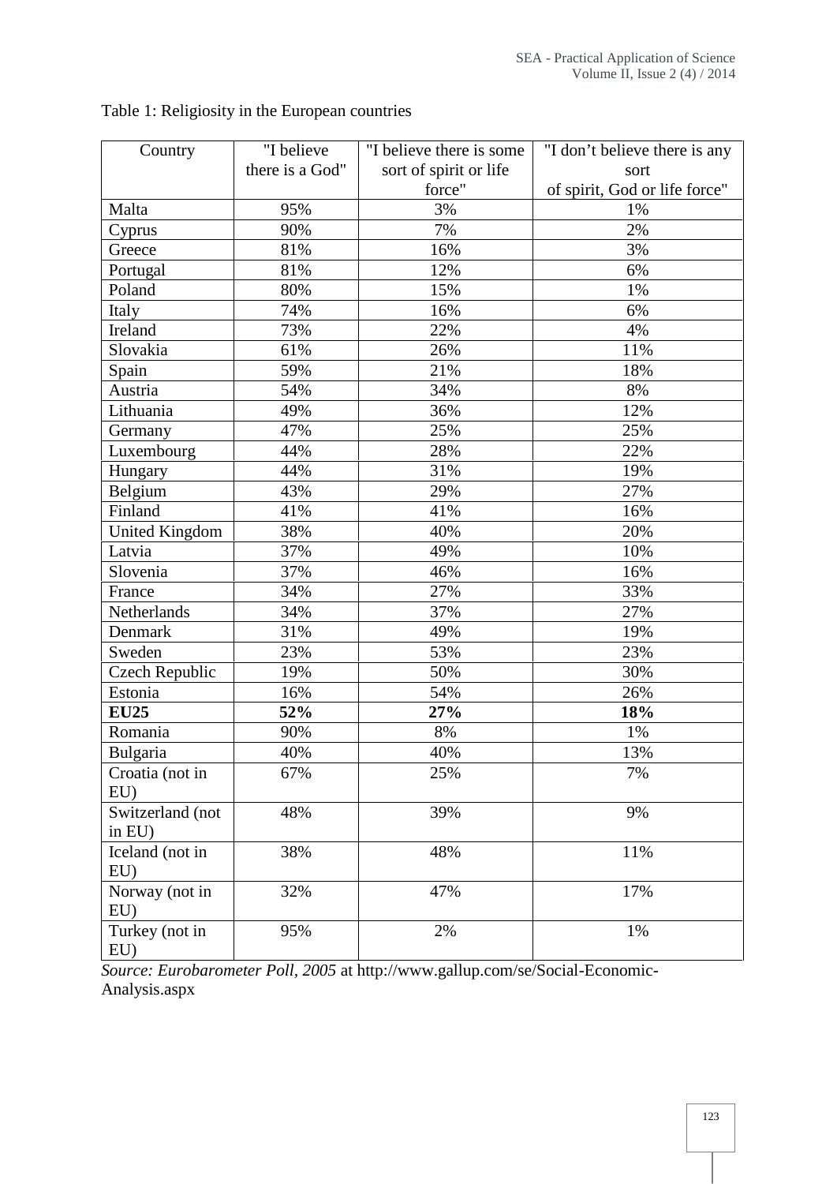Table 1: Religiosity in the European countries

| Country | "I believe there is a God" | "I believe there is some sort of spirit or life force" | "I don't believe there is any sort of spirit, God or life force" |
|---|---|---|---|
| Malta | 95% | 3% | 1% |
| Cyprus | 90% | 7% | 2% |
| Greece | 81% | 16% | 3% |
| Portugal | 81% | 12% | 6% |
| Poland | 80% | 15% | 1% |
| Italy | 74% | 16% | 6% |
| Ireland | 73% | 22% | 4% |
| Slovakia | 61% | 26% | 11% |
| Spain | 59% | 21% | 18% |
| Austria | 54% | 34% | 8% |
| Lithuania | 49% | 36% | 12% |
| Germany | 47% | 25% | 25% |
| Luxembourg | 44% | 28% | 22% |
| Hungary | 44% | 31% | 19% |
| Belgium | 43% | 29% | 27% |
| Finland | 41% | 41% | 16% |
| United Kingdom | 38% | 40% | 20% |
| Latvia | 37% | 49% | 10% |
| Slovenia | 37% | 46% | 16% |
| France | 34% | 27% | 33% |
| Netherlands | 34% | 37% | 27% |
| Denmark | 31% | 49% | 19% |
| Sweden | 23% | 53% | 23% |
| Czech Republic | 19% | 50% | 30% |
| Estonia | 16% | 54% | 26% |
| **EU25** | **52%** | **27%** | **18%** |
| Romania | 90% | 8% | 1% |
| Bulgaria | 40% | 40% | 13% |
| Croatia (not in EU) | 67% | 25% | 7% |
| Switzerland (not in EU) | 48% | 39% | 9% |
| Iceland (not in EU) | 38% | 48% | 11% |
| Norway (not in EU) | 32% | 47% | 17% |
| Turkey (not in EU) | 95% | 2% | 1% |

*Source: Eurobarometer Poll, 2005* at http://www.gallup.com/se/Social-Economic-Analysis.aspx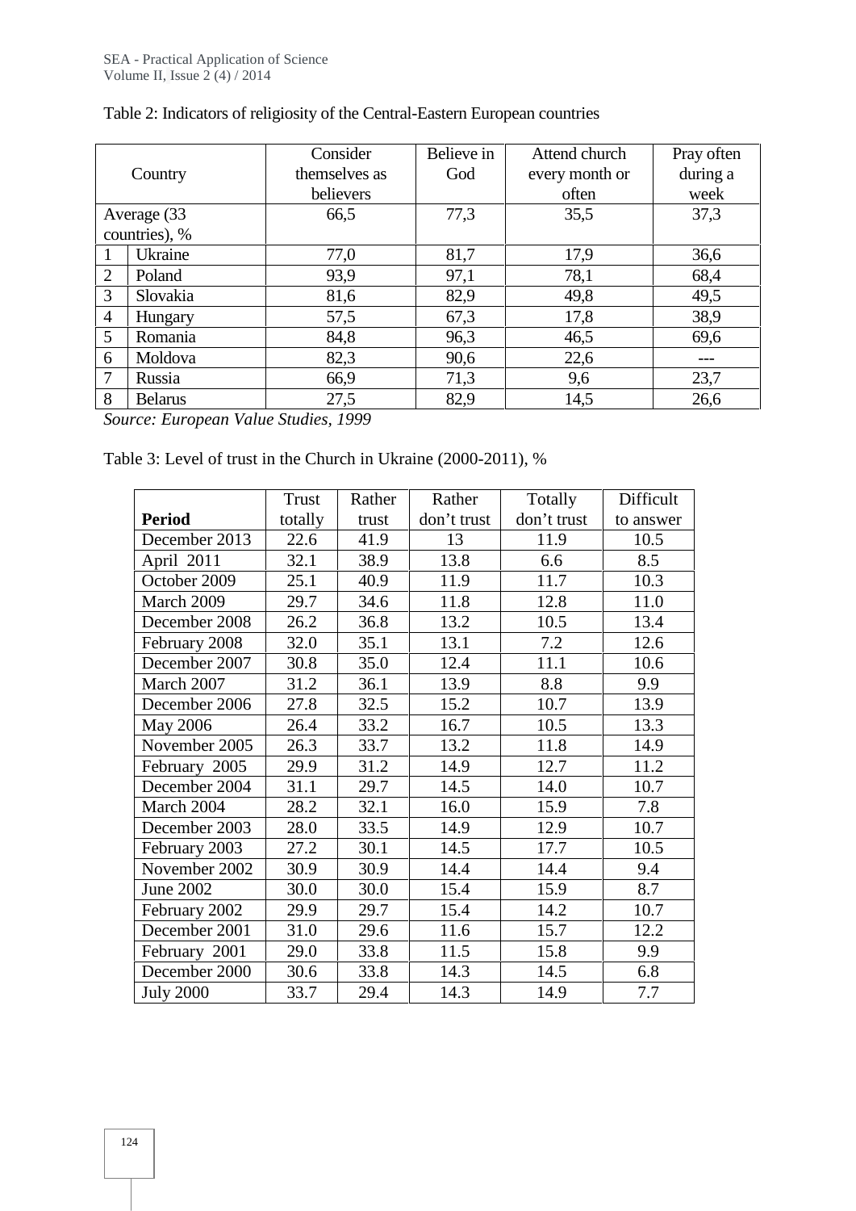Table 2: Indicators of religiosity of the Central-Eastern European countries

| Country | | Consider themselves as believers | Believe in God | Attend church every month or often | Pray often during a week |
|---|---|---|---|---|---|
| Average (33 countries), % | | 66,5 | 77,3 | 35,5 | 37,3 |
| 1 | Ukraine | 77,0 | 81,7 | 17,9 | 36,6 |
| 2 | Poland | 93,9 | 97,1 | 78,1 | 68,4 |
| 3 | Slovakia | 81,6 | 82,9 | 49,8 | 49,5 |
| 4 | Hungary | 57,5 | 67,3 | 17,8 | 38,9 |
| 5 | Romania | 84,8 | 96,3 | 46,5 | 69,6 |
| 6 | Moldova | 82,3 | 90,6 | 22,6 | --- |
| 7 | Russia | 66,9 | 71,3 | 9,6 | 23,7 |
| 8 | Belarus | 27,5 | 82,9 | 14,5 | 26,6 |

*Source: European Value Studies, 1999*

Table 3: Level of trust in the Church in Ukraine (2000-2011), %

| **Period** | Trust totally | Rather trust | Rather don't trust | Totally don't trust | Difficult to answer |
|---|---|---|---|---|---|
| December 2013 | 22.6 | 41.9 | 13 | 11.9 | 10.5 |
| April 2011 | 32.1 | 38.9 | 13.8 | 6.6 | 8.5 |
| October 2009 | 25.1 | 40.9 | 11.9 | 11.7 | 10.3 |
| March 2009 | 29.7 | 34.6 | 11.8 | 12.8 | 11.0 |
| December 2008 | 26.2 | 36.8 | 13.2 | 10.5 | 13.4 |
| February 2008 | 32.0 | 35.1 | 13.1 | 7.2 | 12.6 |
| December 2007 | 30.8 | 35.0 | 12.4 | 11.1 | 10.6 |
| March 2007 | 31.2 | 36.1 | 13.9 | 8.8 | 9.9 |
| December 2006 | 27.8 | 32.5 | 15.2 | 10.7 | 13.9 |
| May 2006 | 26.4 | 33.2 | 16.7 | 10.5 | 13.3 |
| November 2005 | 26.3 | 33.7 | 13.2 | 11.8 | 14.9 |
| February 2005 | 29.9 | 31.2 | 14.9 | 12.7 | 11.2 |
| December 2004 | 31.1 | 29.7 | 14.5 | 14.0 | 10.7 |
| March 2004 | 28.2 | 32.1 | 16.0 | 15.9 | 7.8 |
| December 2003 | 28.0 | 33.5 | 14.9 | 12.9 | 10.7 |
| February 2003 | 27.2 | 30.1 | 14.5 | 17.7 | 10.5 |
| November 2002 | 30.9 | 30.9 | 14.4 | 14.4 | 9.4 |
| June 2002 | 30.0 | 30.0 | 15.4 | 15.9 | 8.7 |
| February 2002 | 29.9 | 29.7 | 15.4 | 14.2 | 10.7 |
| December 2001 | 31.0 | 29.6 | 11.6 | 15.7 | 12.2 |
| February 2001 | 29.0 | 33.8 | 11.5 | 15.8 | 9.9 |
| December 2000 | 30.6 | 33.8 | 14.3 | 14.5 | 6.8 |
| July 2000 | 33.7 | 29.4 | 14.3 | 14.9 | 7.7 |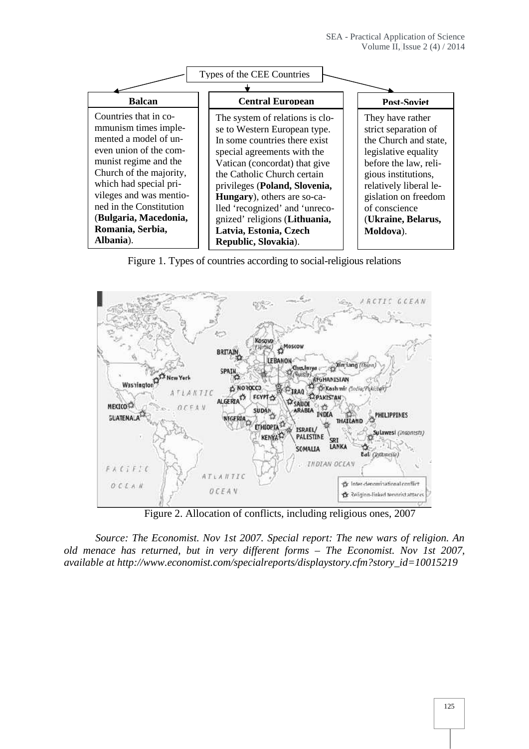Types of the CEE Countries

| Balcan | Central European | Post-Soviet |
|---|---|---|
| Countries that in communism times implemented a model of uneven union of the communist regime and the Church of the majority, which had special privileges and was mentioned in the Constitution (**Bulgaria, Macedonia, Romania, Serbia, Albania**). | The system of relations is close to Western European type. In some countries there exist special agreements with the Vatican (concordat) that give the Catholic Church certain privileges (**Poland, Slovenia, Hungary**), others are so-called 'recognized' and 'unrecognized' religions (**Lithuania, Latvia, Estonia, Czech Republic, Slovakia**). | They have rather strict separation of the Church and state, legislative equality before the law, religious institutions, relatively liberal legislation on freedom of conscience (**Ukraine, Belarus, Moldova**). |

Figure 1. Types of countries according to social-religious relations

Figure 2. Allocation of conflicts, including religious ones, 2007

*Source: The Economist. Nov 1st 2007. Special report: The new wars of religion. An old menace has returned, but in very different forms – The Economist. Nov 1st 2007, available at http://www.economist.com/specialreports/displaystory.cfm?story_id=10015219*